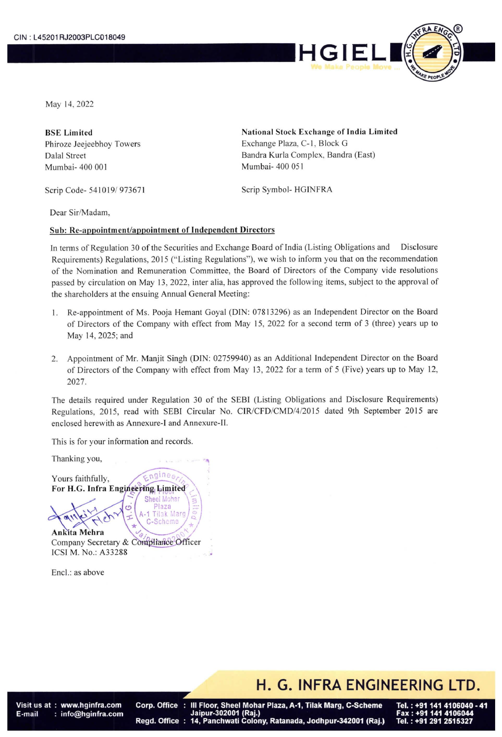CIN : L45201RJ2003PLC018049

May 14, 2022

**BSE Limited**
Phiroze Jeejeebhoy Towers
Dalal Street
Mumbai- 400 001

Scrip Code- 541019/ 973671

**National Stock Exchange of India Limited**
Exchange Plaza, C-1, Block G
Bandra Kurla Complex, Bandra (East)
Mumbai- 400 051

Scrip Symbol- HGINFRA

Dear Sir/Madam,

**Sub: Re-appointment/appointment of Independent Directors**

In terms of Regulation 30 of the Securities and Exchange Board of India (Listing Obligations and Disclosure Requirements) Regulations, 2015 ("Listing Regulations"), we wish to inform you that on the recommendation of the Nomination and Remuneration Committee, the Board of Directors of the Company vide resolutions passed by circulation on May 13, 2022, inter alia, has approved the following items, subject to the approval of the shareholders at the ensuing Annual General Meeting:

1. Re-appointment of Ms. Pooja Hemant Goyal (DIN: 07813296) as an Independent Director on the Board of Directors of the Company with effect from May 15, 2022 for a second term of 3 (three) years up to May 14, 2025; and

2. Appointment of Mr. Manjit Singh (DIN: 02759940) as an Additional Independent Director on the Board of Directors of the Company with effect from May 13, 2022 for a term of 5 (Five) years up to May 12, 2027.

The details required under Regulation 30 of the SEBI (Listing Obligations and Disclosure Requirements) Regulations, 2015, read with SEBI Circular No. CIR/CFD/CMD/4/2015 dated 9th September 2015 are enclosed herewith as Annexure-I and Annexure-II.

This is for your information and records.

Thanking you,

Yours faithfully,
**For H.G. Infra Engineering Limited**

**Ankita Mehra**
Company Secretary & Compliance Officer
ICSI M. No.: A33288

Encl.: as above

**H. G. INFRA ENGINEERING LTD.**

Visit us at : www.hginfra.com
E-mail : info@hginfra.com

Corp. Office : III Floor, Sheel Mohar Plaza, A-1, Tilak Marg, C-Scheme Jaipur-302001 (Raj.)
Regd. Office : 14, Panchwati Colony, Ratanada, Jodhpur-342001 (Raj.)

Tel. : +91 141 4106040 - 41
Fax : +91 141 4106044
Tel. : +91 291 2515327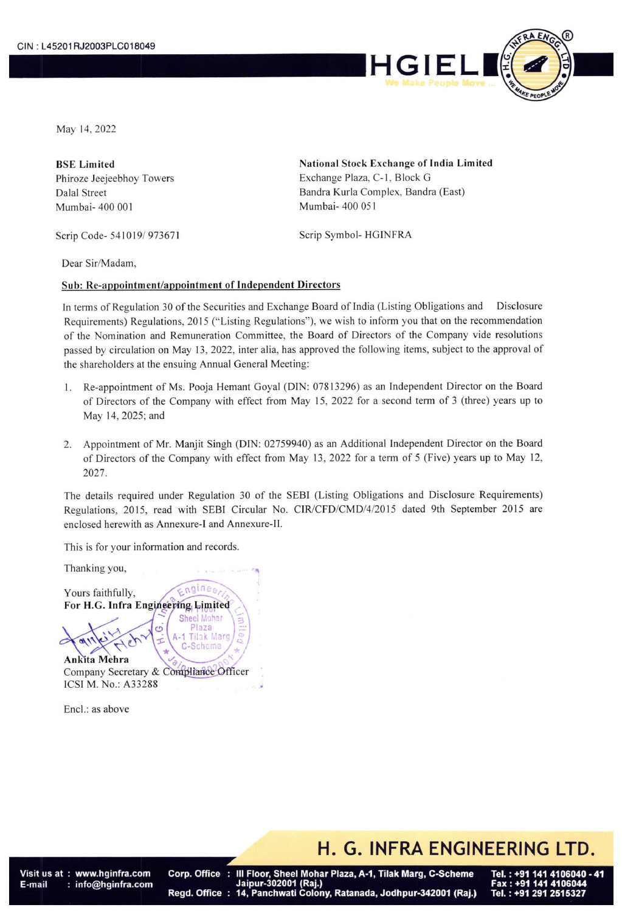CIN : L45201RJ2003PLC018049

May 14, 2022

**BSE Limited**
Phiroze Jeejeebhoy Towers
Dalal Street
Mumbai- 400 001

Scrip Code- 541019/ 973671

**National Stock Exchange of India Limited**
Exchange Plaza, C-1, Block G
Bandra Kurla Complex, Bandra (East)
Mumbai- 400 051

Scrip Symbol- HGINFRA

Dear Sir/Madam,

**Sub: Re-appointment/appointment of Independent Directors**

In terms of Regulation 30 of the Securities and Exchange Board of India (Listing Obligations and Disclosure Requirements) Regulations, 2015 ("Listing Regulations"), we wish to inform you that on the recommendation of the Nomination and Remuneration Committee, the Board of Directors of the Company vide resolutions passed by circulation on May 13, 2022, inter alia, has approved the following items, subject to the approval of the shareholders at the ensuing Annual General Meeting:

1. Re-appointment of Ms. Pooja Hemant Goyal (DIN: 07813296) as an Independent Director on the Board of Directors of the Company with effect from May 15, 2022 for a second term of 3 (three) years up to May 14, 2025; and

2. Appointment of Mr. Manjit Singh (DIN: 02759940) as an Additional Independent Director on the Board of Directors of the Company with effect from May 13, 2022 for a term of 5 (Five) years up to May 12, 2027.

The details required under Regulation 30 of the SEBI (Listing Obligations and Disclosure Requirements) Regulations, 2015, read with SEBI Circular No. CIR/CFD/CMD/4/2015 dated 9th September 2015 are enclosed herewith as Annexure-I and Annexure-II.

This is for your information and records.

Thanking you,

Yours faithfully,
**For H.G. Infra Engineering Limited**

**Ankita Mehra**
Company Secretary & Compliance Officer
ICSI M. No.: A33288

Encl.: as above

**H. G. INFRA ENGINEERING LTD.**

Visit us at : www.hginfra.com
E-mail : info@hginfra.com

Corp. Office : III Floor, Sheel Mohar Plaza, A-1, Tilak Marg, C-Scheme Jaipur-302001 (Raj.)
Regd. Office : 14, Panchwati Colony, Ratanada, Jodhpur-342001 (Raj.)

Tel. : +91 141 4106040 - 41
Fax : +91 141 4106044
Tel. : +91 291 2515327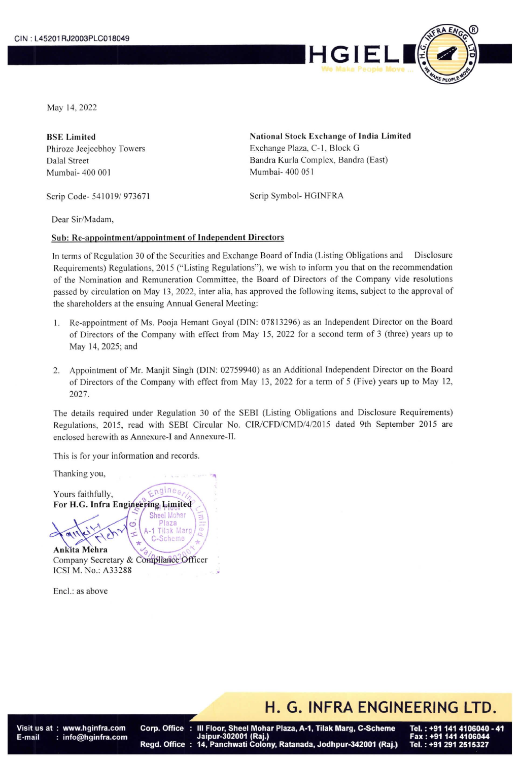CIN : L45201RJ2003PLC018049

May 14, 2022

**BSE Limited**
Phiroze Jeejeebhoy Towers
Dalal Street
Mumbai- 400 001

Scrip Code- 541019/ 973671

**National Stock Exchange of India Limited**
Exchange Plaza, C-1, Block G
Bandra Kurla Complex, Bandra (East)
Mumbai- 400 051

Scrip Symbol- HGINFRA

Dear Sir/Madam,

**Sub: Re-appointment/appointment of Independent Directors**

In terms of Regulation 30 of the Securities and Exchange Board of India (Listing Obligations and Disclosure Requirements) Regulations, 2015 ("Listing Regulations"), we wish to inform you that on the recommendation of the Nomination and Remuneration Committee, the Board of Directors of the Company vide resolutions passed by circulation on May 13, 2022, inter alia, has approved the following items, subject to the approval of the shareholders at the ensuing Annual General Meeting:

1. Re-appointment of Ms. Pooja Hemant Goyal (DIN: 07813296) as an Independent Director on the Board of Directors of the Company with effect from May 15, 2022 for a second term of 3 (three) years up to May 14, 2025; and

2. Appointment of Mr. Manjit Singh (DIN: 02759940) as an Additional Independent Director on the Board of Directors of the Company with effect from May 13, 2022 for a term of 5 (Five) years up to May 12, 2027.

The details required under Regulation 30 of the SEBI (Listing Obligations and Disclosure Requirements) Regulations, 2015, read with SEBI Circular No. CIR/CFD/CMD/4/2015 dated 9th September 2015 are enclosed herewith as Annexure-I and Annexure-II.

This is for your information and records.

Thanking you,

Yours faithfully,
**For H.G. Infra Engineering Limited**

**Ankita Mehra**
Company Secretary & Compliance Officer
ICSI M. No.: A33288

Encl.: as above

**H. G. INFRA ENGINEERING LTD.**

Visit us at : www.hginfra.com
E-mail : info@hginfra.com

Corp. Office : III Floor, Sheel Mohar Plaza, A-1, Tilak Marg, C-Scheme Jaipur-302001 (Raj.)
Regd. Office : 14, Panchwati Colony, Ratanada, Jodhpur-342001 (Raj.)

Tel. : +91 141 4106040 - 41
Fax : +91 141 4106044
Tel. : +91 291 2515327